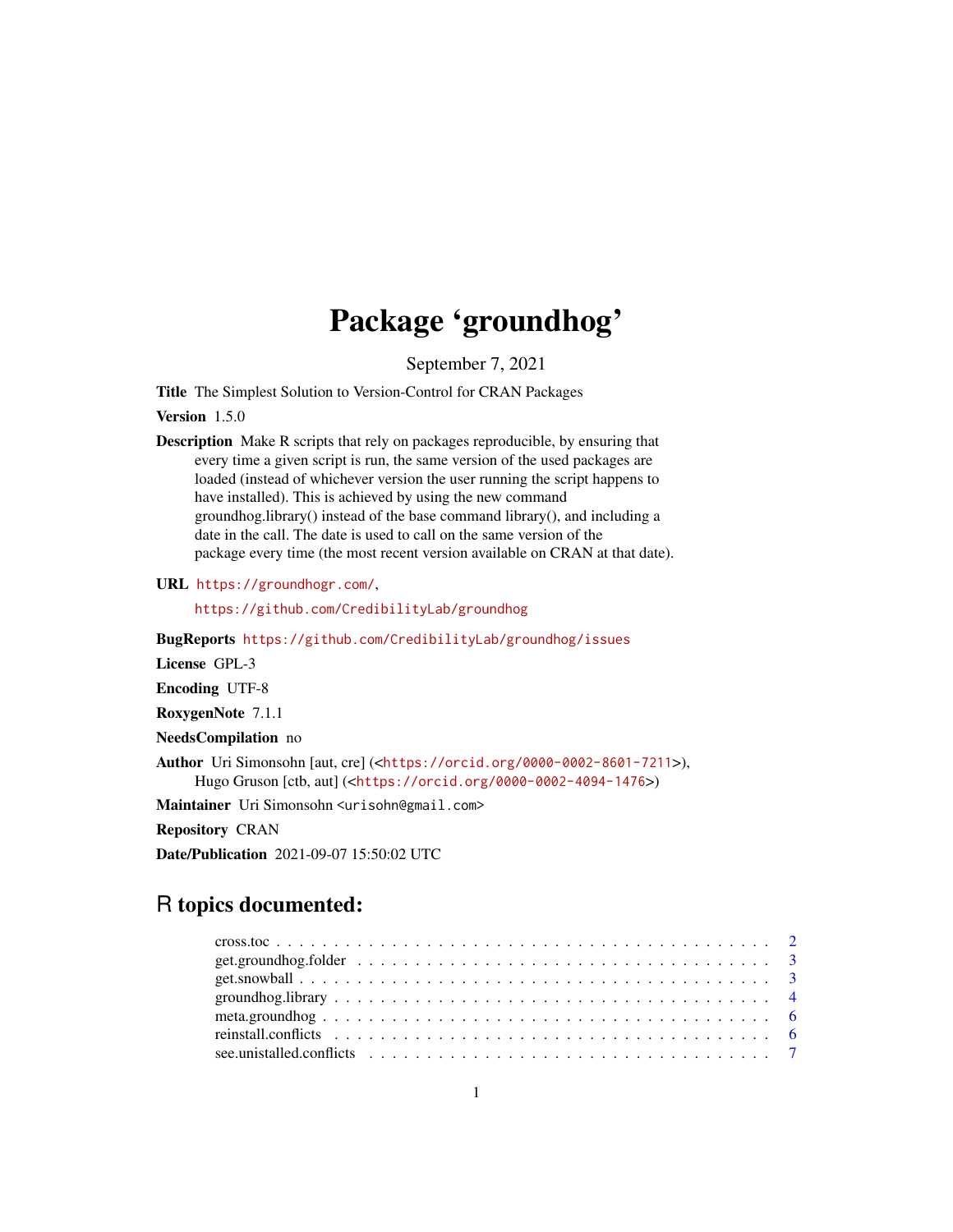# Package 'groundhog'

September 7, 2021

**Title** The Simplest Solution to Version-Control for CRAN Packages

**Version** 1.5.0

**Description** Make R scripts that rely on packages reproducible, by ensuring that every time a given script is run, the same version of the used packages are loaded (instead of whichever version the user running the script happens to have installed). This is achieved by using the new command groundhog.library() instead of the base command library(), and including a date in the call. The date is used to call on the same version of the package every time (the most recent version available on CRAN at that date).

**URL** https://groundhogr.com/, https://github.com/CredibilityLab/groundhog

**BugReports** https://github.com/CredibilityLab/groundhog/issues

**License** GPL-3

**Encoding** UTF-8

**RoxygenNote** 7.1.1

**NeedsCompilation** no

**Author** Uri Simonsohn [aut, cre] (<https://orcid.org/0000-0002-8601-7211>), Hugo Gruson [ctb, aut] (<https://orcid.org/0000-0002-4094-1476>)

**Maintainer** Uri Simonsohn <urisohn@gmail.com>

**Repository** CRAN

**Date/Publication** 2021-09-07 15:50:02 UTC

## R topics documented:

- cross.toc . . . . . . . . . . . . . . . . . . . . . . . . . . . . . . . . . . . . . . . . . . 2
- get.groundhog.folder . . . . . . . . . . . . . . . . . . . . . . . . . . . . . . . . . . . . 3
- get.snowball . . . . . . . . . . . . . . . . . . . . . . . . . . . . . . . . . . . . . . . . 3
- groundhog.library . . . . . . . . . . . . . . . . . . . . . . . . . . . . . . . . . . . . . . 4
- meta.groundhog . . . . . . . . . . . . . . . . . . . . . . . . . . . . . . . . . . . . . . 6
- reinstall.conflicts . . . . . . . . . . . . . . . . . . . . . . . . . . . . . . . . . . . . . 6
- see.unistalled.conflicts . . . . . . . . . . . . . . . . . . . . . . . . . . . . . . . . . . 7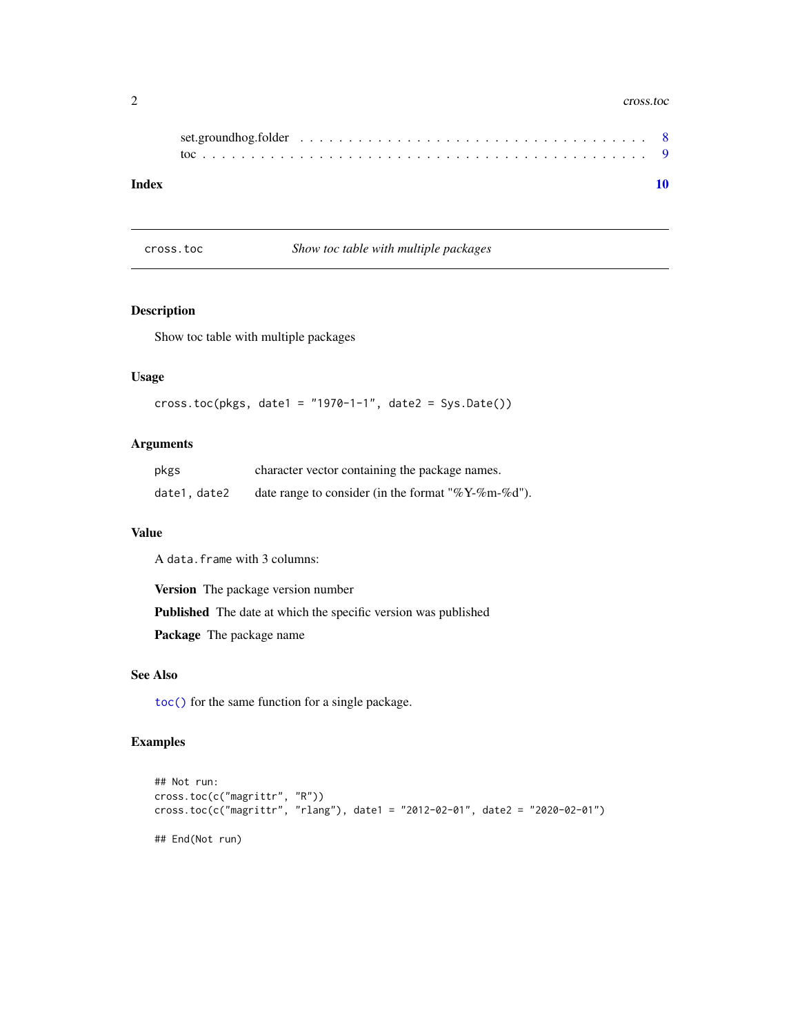set.groundhog.folder . . . . . . . . . . . . . . . . . . . . . . . . . . . . . . . . . . 8
toc . . . . . . . . . . . . . . . . . . . . . . . . . . . . . . . . . . . . . . . . . . . . 9

**Index** **10**

---

## cross.toc — *Show toc table with multiple packages*

---

### Description

Show toc table with multiple packages

### Usage

```
cross.toc(pkgs, date1 = "1970-1-1", date2 = Sys.Date())
```

### Arguments

| | |
|---|---|
| `pkgs` | character vector containing the package names. |
| `date1, date2` | date range to consider (in the format "%Y-%m-%d"). |

### Value

A `data.frame` with 3 columns:

**Version** The package version number

**Published** The date at which the specific version was published

**Package** The package name

### See Also

`toc()` for the same function for a single package.

### Examples

```
## Not run:
cross.toc(c("magrittr", "R"))
cross.toc(c("magrittr", "rlang"), date1 = "2012-02-01", date2 = "2020-02-01")

## End(Not run)
```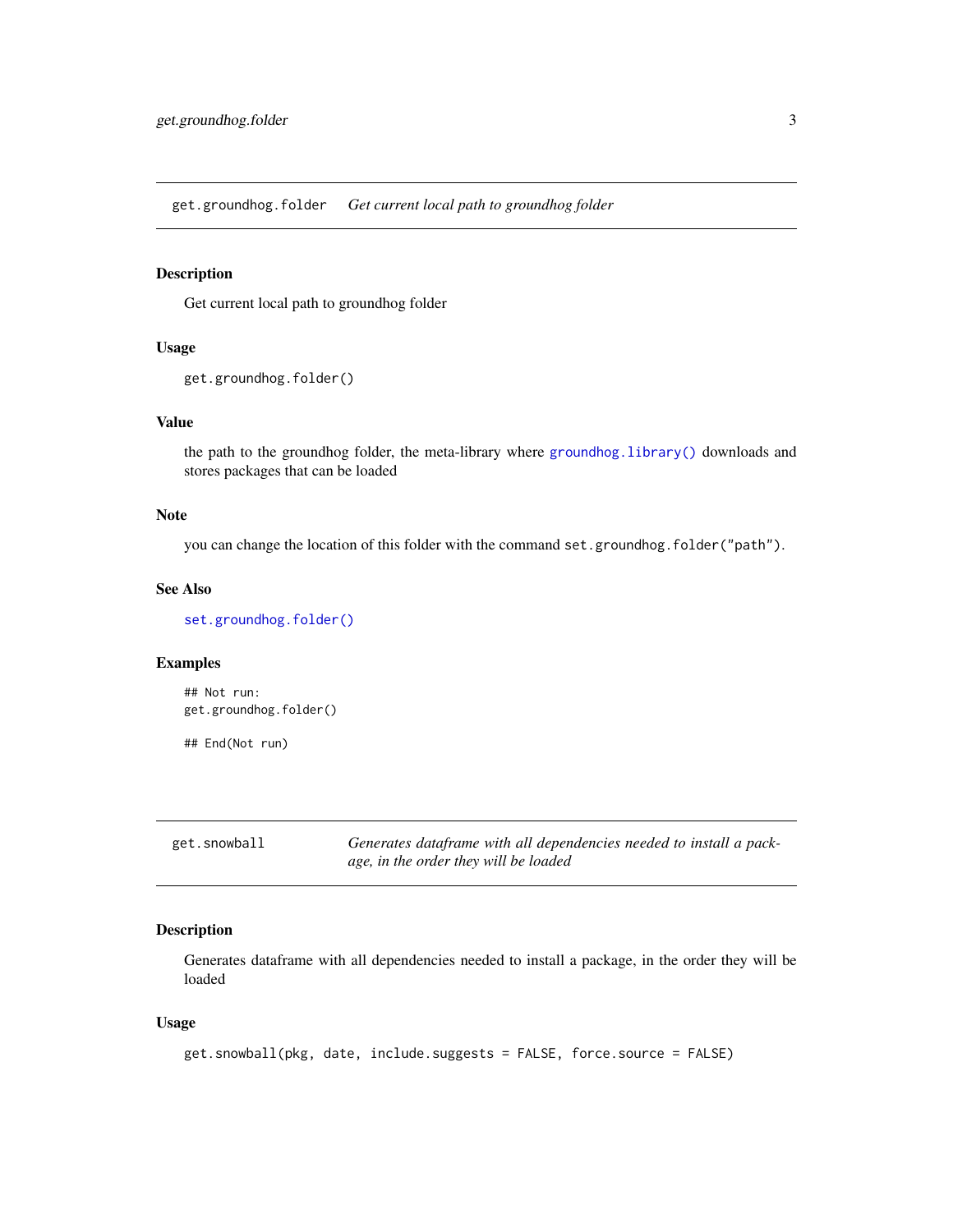## get.groundhog.folder    *Get current local path to groundhog folder*

### Description

Get current local path to groundhog folder

### Usage

```
get.groundhog.folder()
```

### Value

the path to the groundhog folder, the meta-library where `groundhog.library()` downloads and stores packages that can be loaded

### Note

you can change the location of this folder with the command `set.groundhog.folder("path")`.

### See Also

`set.groundhog.folder()`

### Examples

```
## Not run:
get.groundhog.folder()

## End(Not run)
```

## get.snowball    *Generates dataframe with all dependencies needed to install a package, in the order they will be loaded*

### Description

Generates dataframe with all dependencies needed to install a package, in the order they will be loaded

### Usage

```
get.snowball(pkg, date, include.suggests = FALSE, force.source = FALSE)
```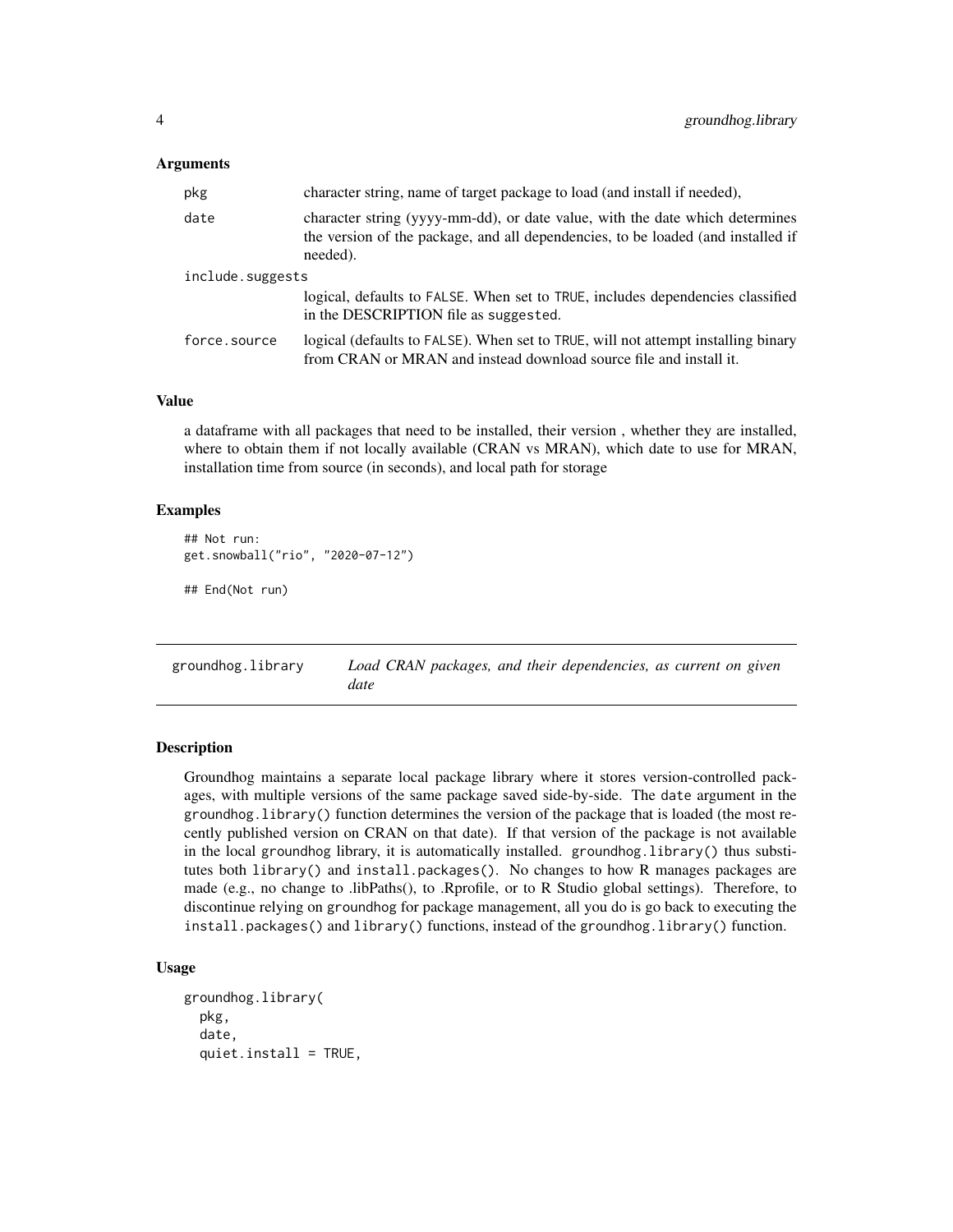### Arguments

| | |
|---|---|
| pkg | character string, name of target package to load (and install if needed), |
| date | character string (yyyy-mm-dd), or date value, with the date which determines the version of the package, and all dependencies, to be loaded (and installed if needed). |
| include.suggests | logical, defaults to FALSE. When set to TRUE, includes dependencies classified in the DESCRIPTION file as suggested. |
| force.source | logical (defaults to FALSE). When set to TRUE, will not attempt installing binary from CRAN or MRAN and instead download source file and install it. |

### Value

a dataframe with all packages that need to be installed, their version , whether they are installed, where to obtain them if not locally available (CRAN vs MRAN), which date to use for MRAN, installation time from source (in seconds), and local path for storage

### Examples

```
## Not run:
get.snowball("rio", "2020-07-12")

## End(Not run)
```

## groundhog.library — *Load CRAN packages, and their dependencies, as current on given date*

### Description

Groundhog maintains a separate local package library where it stores version-controlled packages, with multiple versions of the same package saved side-by-side. The date argument in the groundhog.library() function determines the version of the package that is loaded (the most recently published version on CRAN on that date). If that version of the package is not available in the local groundhog library, it is automatically installed. groundhog.library() thus substitutes both library() and install.packages(). No changes to how R manages packages are made (e.g., no change to .libPaths(), to .Rprofile, or to R Studio global settings). Therefore, to discontinue relying on groundhog for package management, all you do is go back to executing the install.packages() and library() functions, instead of the groundhog.library() function.

### Usage

```
groundhog.library(
  pkg,
  date,
  quiet.install = TRUE,
```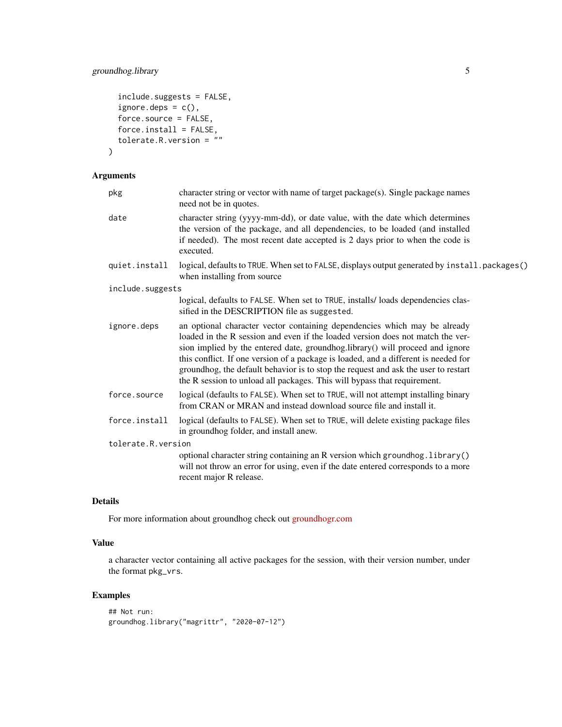```
  include.suggests = FALSE,
  ignore.deps = c(),
  force.source = FALSE,
  force.install = FALSE,
  tolerate.R.version = ""
)
```

## Arguments

| Argument | Description |
|---|---|
| `pkg` | character string or vector with name of target package(s). Single package names need not be in quotes. |
| `date` | character string (yyyy-mm-dd), or date value, with the date which determines the version of the package, and all dependencies, to be loaded (and installed if needed). The most recent date accepted is 2 days prior to when the code is executed. |
| `quiet.install` | logical, defaults to `TRUE`. When set to `FALSE`, displays output generated by `install.packages()` when installing from source |
| `include.suggests` | logical, defaults to `FALSE`. When set to `TRUE`, installs/ loads dependencies classified in the DESCRIPTION file as `suggested`. |
| `ignore.deps` | an optional character vector containing dependencies which may be already loaded in the R session and even if the loaded version does not match the version implied by the entered date, groundhog.library() will proceed and ignore this conflict. If one version of a package is loaded, and a different is needed for groundhog, the default behavior is to stop the request and ask the user to restart the R session to unload all packages. This will bypass that requirement. |
| `force.source` | logical (defaults to `FALSE`). When set to `TRUE`, will not attempt installing binary from CRAN or MRAN and instead download source file and install it. |
| `force.install` | logical (defaults to `FALSE`). When set to `TRUE`, will delete existing package files in groundhog folder, and install anew. |
| `tolerate.R.version` | optional character string containing an R version which `groundhog.library()` will not throw an error for using, even if the date entered corresponds to a more recent major R release. |

## Details

For more information about groundhog check out groundhogr.com

## Value

a character vector containing all active packages for the session, with their version number, under the format `pkg_vrs`.

## Examples

```
## Not run:
groundhog.library("magrittr", "2020-07-12")
```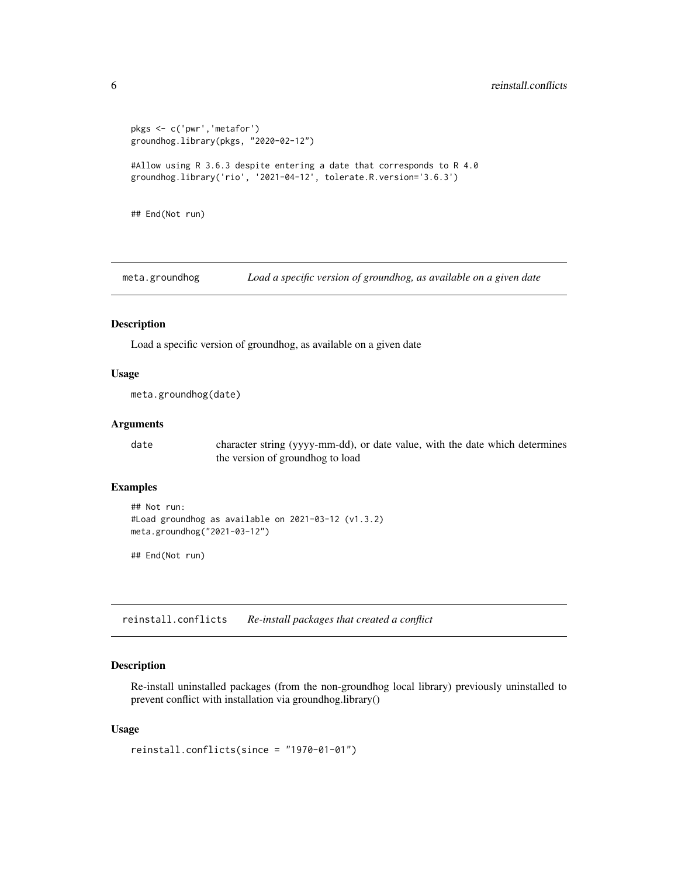```
pkgs <- c('pwr','metafor')
groundhog.library(pkgs, "2020-02-12")

#Allow using R 3.6.3 despite entering a date that corresponds to R 4.0
groundhog.library('rio', '2021-04-12', tolerate.R.version='3.6.3')


## End(Not run)
```

## meta.groundhog — *Load a specific version of groundhog, as available on a given date*

### Description

Load a specific version of groundhog, as available on a given date

### Usage

```
meta.groundhog(date)
```

### Arguments

| | |
|---|---|
| date | character string (yyyy-mm-dd), or date value, with the date which determines the version of groundhog to load |

### Examples

```
## Not run:
#Load groundhog as available on 2021-03-12 (v1.3.2)
meta.groundhog("2021-03-12")

## End(Not run)
```

## reinstall.conflicts — *Re-install packages that created a conflict*

### Description

Re-install uninstalled packages (from the non-groundhog local library) previously uninstalled to prevent conflict with installation via groundhog.library()

### Usage

```
reinstall.conflicts(since = "1970-01-01")
```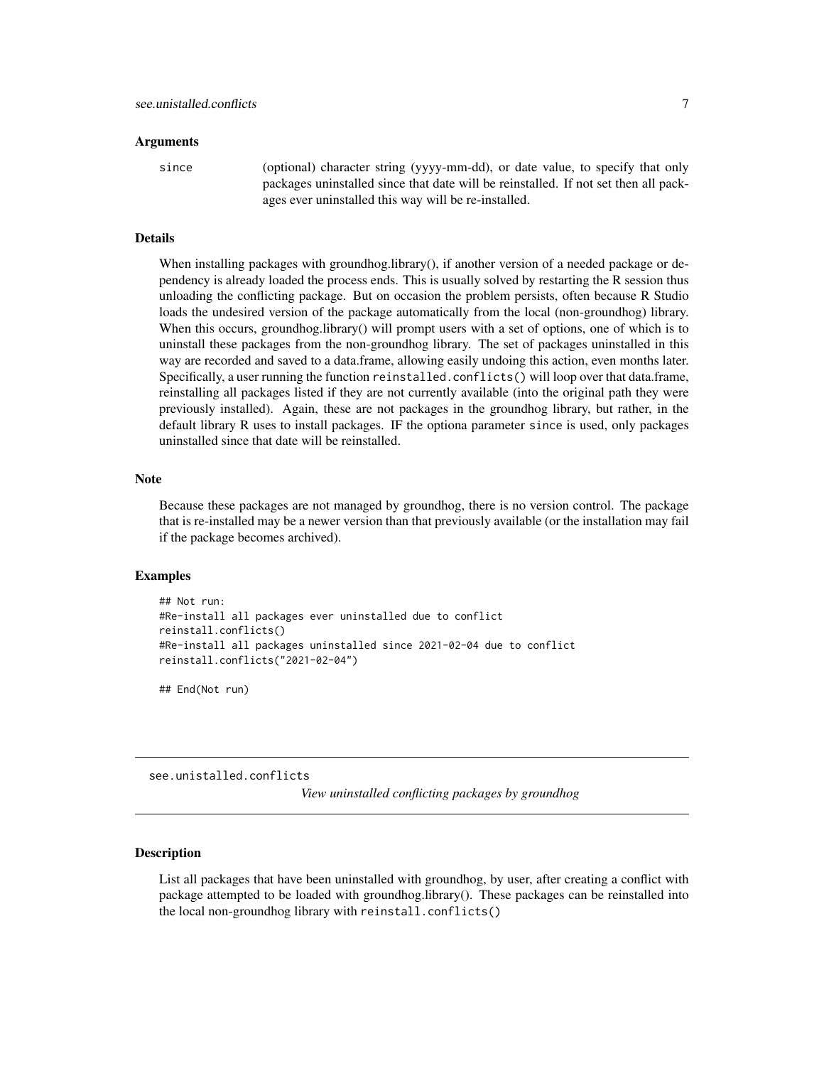### Arguments

since (optional) character string (yyyy-mm-dd), or date value, to specify that only packages uninstalled since that date will be reinstalled. If not set then all packages ever uninstalled this way will be re-installed.

### Details

When installing packages with groundhog.library(), if another version of a needed package or dependency is already loaded the process ends. This is usually solved by restarting the R session thus unloading the conflicting package. But on occasion the problem persists, often because R Studio loads the undesired version of the package automatically from the local (non-groundhog) library. When this occurs, groundhog.library() will prompt users with a set of options, one of which is to uninstall these packages from the non-groundhog library. The set of packages uninstalled in this way are recorded and saved to a data.frame, allowing easily undoing this action, even months later. Specifically, a user running the function `reinstalled.conflicts()` will loop over that data.frame, reinstalling all packages listed if they are not currently available (into the original path they were previously installed). Again, these are not packages in the groundhog library, but rather, in the default library R uses to install packages. IF the optiona parameter `since` is used, only packages uninstalled since that date will be reinstalled.

### Note

Because these packages are not managed by groundhog, there is no version control. The package that is re-installed may be a newer version than that previously available (or the installation may fail if the package becomes archived).

### Examples

```
## Not run:
#Re-install all packages ever uninstalled due to conflict
reinstall.conflicts()
#Re-install all packages uninstalled since 2021-02-04 due to conflict
reinstall.conflicts("2021-02-04")

## End(Not run)
```

---

## see.unistalled.conflicts

*View uninstalled conflicting packages by groundhog*

---

### Description

List all packages that have been uninstalled with groundhog, by user, after creating a conflict with package attempted to be loaded with groundhog.library(). These packages can be reinstalled into the local non-groundhog library with `reinstall.conflicts()`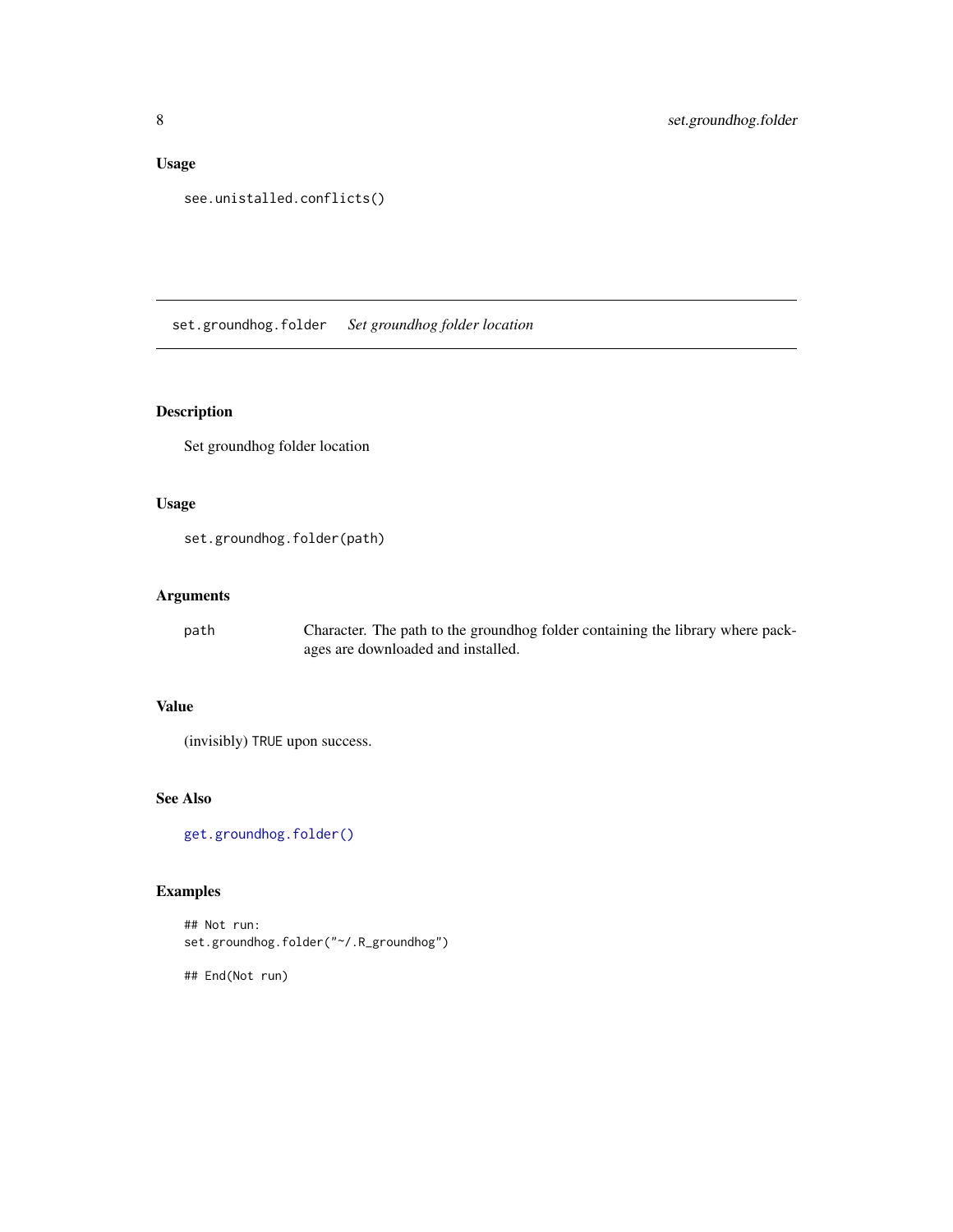## Usage

```
see.unistalled.conflicts()
```

---

# set.groundhog.folder    *Set groundhog folder location*

---

## Description

Set groundhog folder location

## Usage

```
set.groundhog.folder(path)
```

## Arguments

| | |
|---|---|
| path | Character. The path to the groundhog folder containing the library where packages are downloaded and installed. |

## Value

(invisibly) TRUE upon success.

## See Also

get.groundhog.folder()

## Examples

```
## Not run:
set.groundhog.folder("~/.R_groundhog")

## End(Not run)
```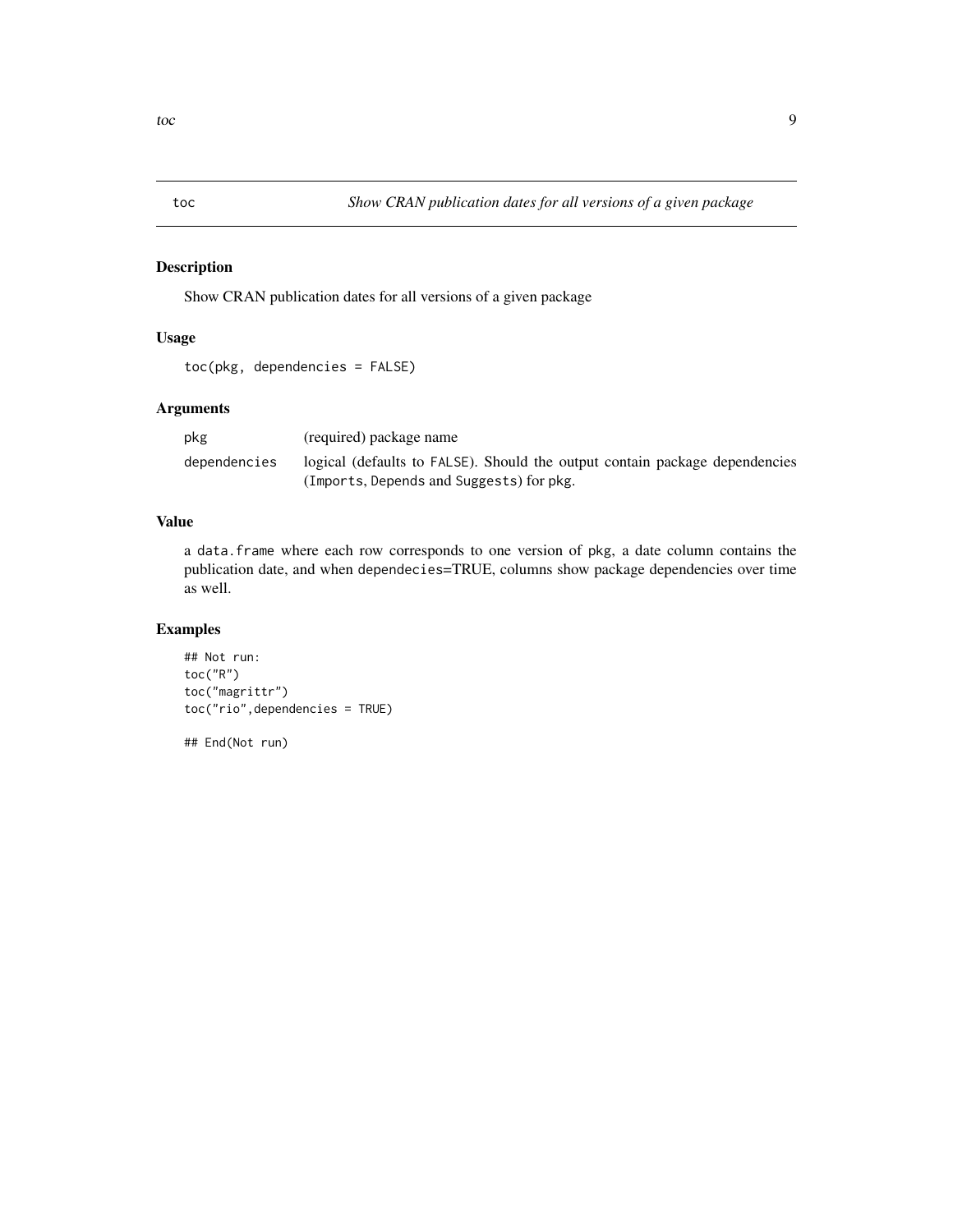## toc — *Show CRAN publication dates for all versions of a given package*

### Description

Show CRAN publication dates for all versions of a given package

### Usage

```
toc(pkg, dependencies = FALSE)
```

### Arguments

| | |
|---|---|
| `pkg` | (required) package name |
| `dependencies` | logical (defaults to `FALSE`). Should the output contain package dependencies (`Imports`, `Depends` and `Suggests`) for `pkg`. |

### Value

a `data.frame` where each row corresponds to one version of `pkg`, a date column contains the publication date, and when `dependecies`=TRUE, columns show package dependencies over time as well.

### Examples

```
## Not run:
toc("R")
toc("magrittr")
toc("rio",dependencies = TRUE)

## End(Not run)
```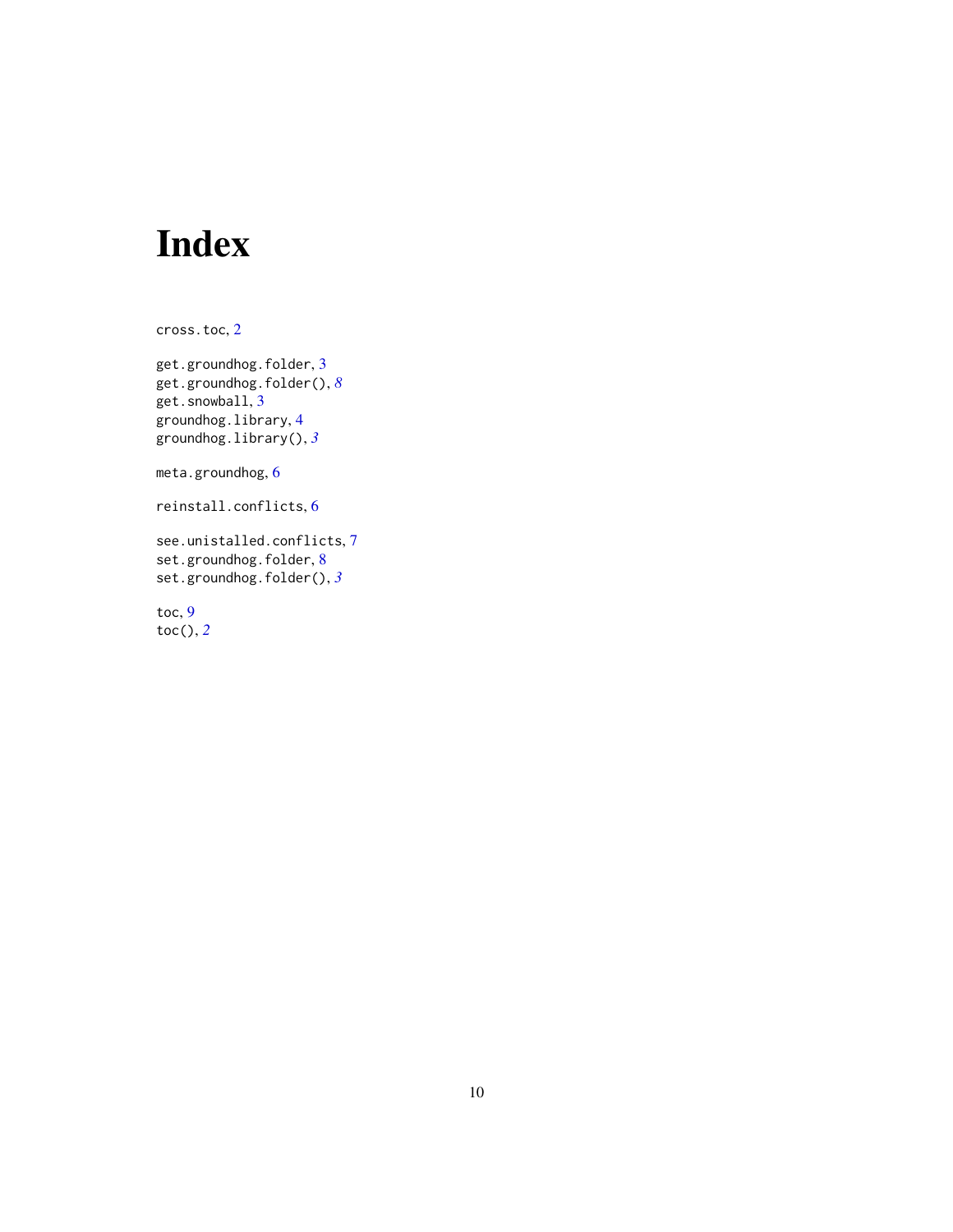# Index

cross.toc, 2

get.groundhog.folder, 3
get.groundhog.folder(), *8*
get.snowball, 3
groundhog.library, 4
groundhog.library(), *3*

meta.groundhog, 6

reinstall.conflicts, 6

see.unistalled.conflicts, 7
set.groundhog.folder, 8
set.groundhog.folder(), *3*

toc, 9
toc(), *2*